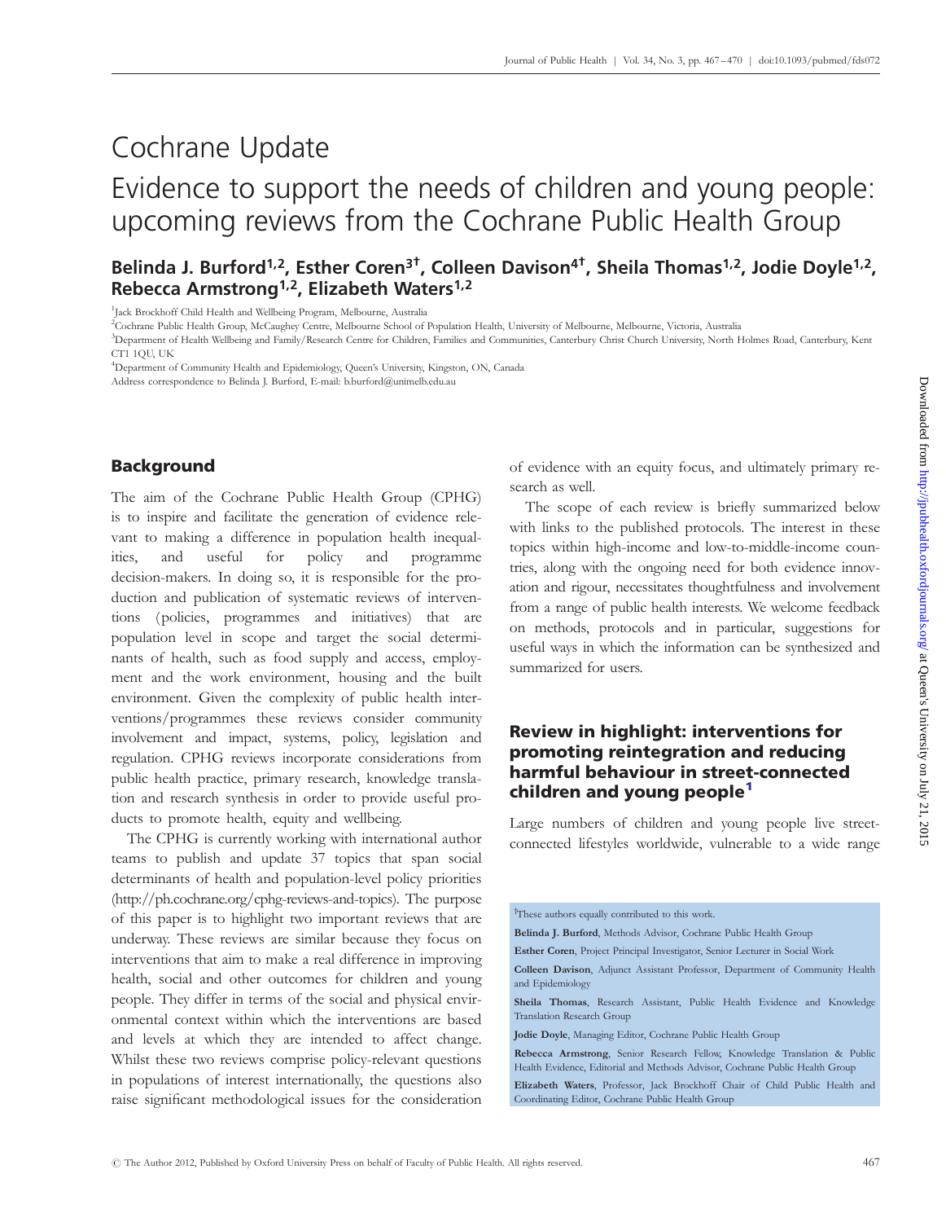# Cochrane Update

# Evidence to support the needs of children and young people: upcoming reviews from the Cochrane Public Health Group

**Belinda J. Burford[1,2], Esther Coren[3†], Colleen Davison[4†], Sheila Thomas[1,2], Jodie Doyle[1,2], Rebecca Armstrong[1,2], Elizabeth Waters[1,2]**

[1]Jack Brockhoff Child Health and Wellbeing Program, Melbourne, Australia

[2]Cochrane Public Health Group, McCaughey Centre, Melbourne School of Population Health, University of Melbourne, Melbourne, Victoria, Australia

[3]Department of Health Wellbeing and Family/Research Centre for Children, Families and Communities, Canterbury Christ Church University, North Holmes Road, Canterbury, Kent CT1 1QU, UK

[4]Department of Community Health and Epidemiology, Queen's University, Kingston, ON, Canada

Address correspondence to Belinda J. Burford, E-mail: b.burford@unimelb.edu.au

## Background

The aim of the Cochrane Public Health Group (CPHG) is to inspire and facilitate the generation of evidence relevant to making a difference in population health inequalities, and useful for policy and programme decision-makers. In doing so, it is responsible for the production and publication of systematic reviews of interventions (policies, programmes and initiatives) that are population level in scope and target the social determinants of health, such as food supply and access, employment and the work environment, housing and the built environment. Given the complexity of public health interventions/programmes these reviews consider community involvement and impact, systems, policy, legislation and regulation. CPHG reviews incorporate considerations from public health practice, primary research, knowledge translation and research synthesis in order to provide useful products to promote health, equity and wellbeing.

The CPHG is currently working with international author teams to publish and update 37 topics that span social determinants of health and population-level policy priorities (http://ph.cochrane.org/cphg-reviews-and-topics). The purpose of this paper is to highlight two important reviews that are underway. These reviews are similar because they focus on interventions that aim to make a real difference in improving health, social and other outcomes for children and young people. They differ in terms of the social and physical environmental context within which the interventions are based and levels at which they are intended to affect change. Whilst these two reviews comprise policy-relevant questions in populations of interest internationally, the questions also raise significant methodological issues for the consideration of evidence with an equity focus, and ultimately primary research as well.

The scope of each review is briefly summarized below with links to the published protocols. The interest in these topics within high-income and low-to-middle-income countries, along with the ongoing need for both evidence innovation and rigour, necessitates thoughtfulness and involvement from a range of public health interests. We welcome feedback on methods, protocols and in particular, suggestions for useful ways in which the information can be synthesized and summarized for users.

## Review in highlight: interventions for promoting reintegration and reducing harmful behaviour in street-connected children and young people[1]

Large numbers of children and young people live street-connected lifestyles worldwide, vulnerable to a wide range

†These authors equally contributed to this work.

**Belinda J. Burford**, Methods Advisor, Cochrane Public Health Group

**Esther Coren**, Project Principal Investigator, Senior Lecturer in Social Work

**Colleen Davison**, Adjunct Assistant Professor, Department of Community Health and Epidemiology

**Sheila Thomas**, Research Assistant, Public Health Evidence and Knowledge Translation Research Group

**Jodie Doyle**, Managing Editor, Cochrane Public Health Group

**Rebecca Armstrong**, Senior Research Fellow, Knowledge Translation & Public Health Evidence, Editorial and Methods Advisor, Cochrane Public Health Group

**Elizabeth Waters**, Professor, Jack Brockhoff Chair of Child Public Health and Coordinating Editor, Cochrane Public Health Group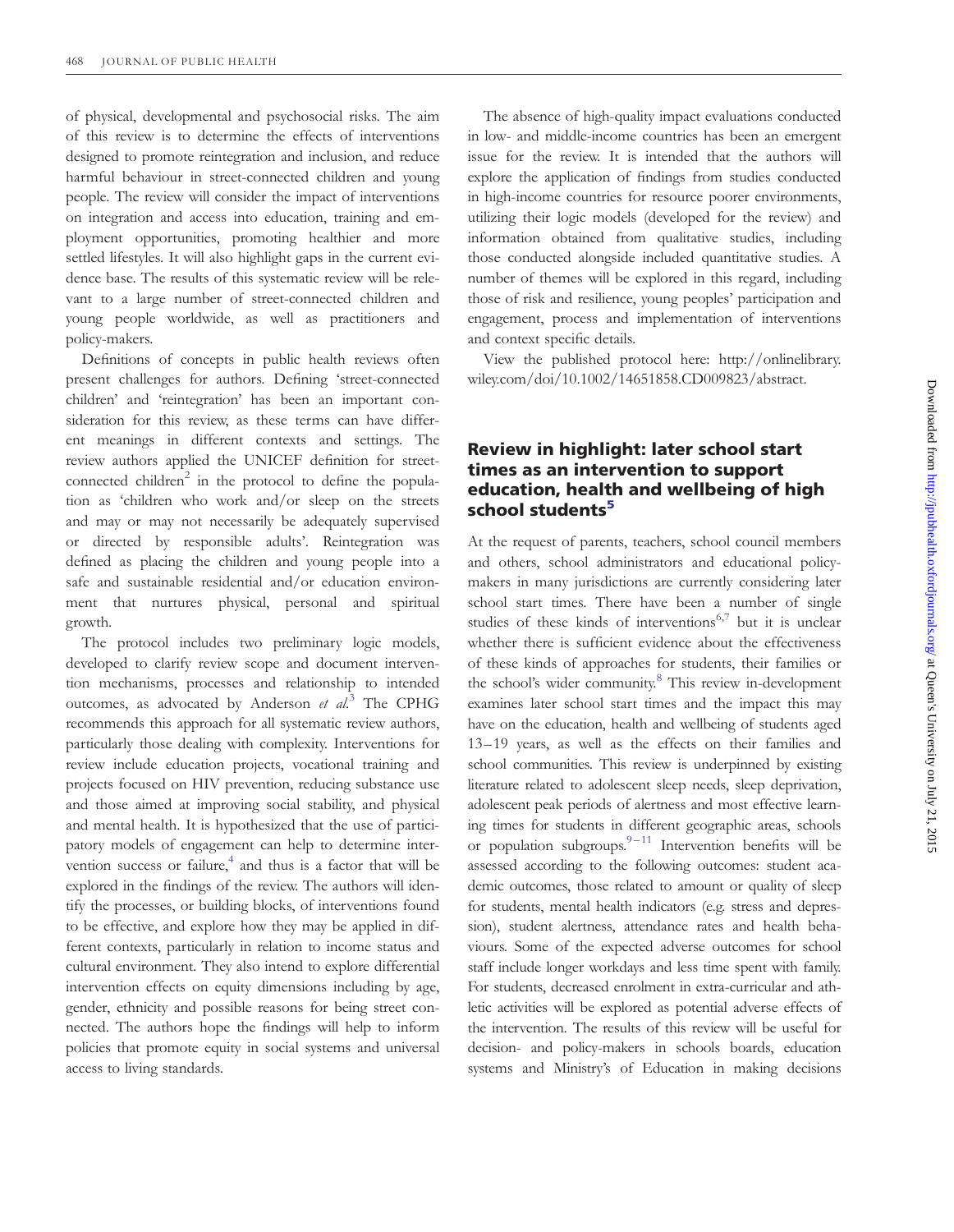of physical, developmental and psychosocial risks. The aim of this review is to determine the effects of interventions designed to promote reintegration and inclusion, and reduce harmful behaviour in street-connected children and young people. The review will consider the impact of interventions on integration and access into education, training and employment opportunities, promoting healthier and more settled lifestyles. It will also highlight gaps in the current evidence base. The results of this systematic review will be relevant to a large number of street-connected children and young people worldwide, as well as practitioners and policy-makers.

Definitions of concepts in public health reviews often present challenges for authors. Defining 'street-connected children' and 'reintegration' has been an important consideration for this review, as these terms can have different meanings in different contexts and settings. The review authors applied the UNICEF definition for street-connected children[2] in the protocol to define the population as 'children who work and/or sleep on the streets and may or may not necessarily be adequately supervised or directed by responsible adults'. Reintegration was defined as placing the children and young people into a safe and sustainable residential and/or education environment that nurtures physical, personal and spiritual growth.

The protocol includes two preliminary logic models, developed to clarify review scope and document intervention mechanisms, processes and relationship to intended outcomes, as advocated by Anderson *et al*.[3] The CPHG recommends this approach for all systematic review authors, particularly those dealing with complexity. Interventions for review include education projects, vocational training and projects focused on HIV prevention, reducing substance use and those aimed at improving social stability, and physical and mental health. It is hypothesized that the use of participatory models of engagement can help to determine intervention success or failure,[4] and thus is a factor that will be explored in the findings of the review. The authors will identify the processes, or building blocks, of interventions found to be effective, and explore how they may be applied in different contexts, particularly in relation to income status and cultural environment. They also intend to explore differential intervention effects on equity dimensions including by age, gender, ethnicity and possible reasons for being street connected. The authors hope the findings will help to inform policies that promote equity in social systems and universal access to living standards.

The absence of high-quality impact evaluations conducted in low- and middle-income countries has been an emergent issue for the review. It is intended that the authors will explore the application of findings from studies conducted in high-income countries for resource poorer environments, utilizing their logic models (developed for the review) and information obtained from qualitative studies, including those conducted alongside included quantitative studies. A number of themes will be explored in this regard, including those of risk and resilience, young peoples' participation and engagement, process and implementation of interventions and context specific details.

View the published protocol here: http://onlinelibrary.wiley.com/doi/10.1002/14651858.CD009823/abstract.

## Review in highlight: later school start times as an intervention to support education, health and wellbeing of high school students[5]

At the request of parents, teachers, school council members and others, school administrators and educational policy-makers in many jurisdictions are currently considering later school start times. There have been a number of single studies of these kinds of interventions[6,7] but it is unclear whether there is sufficient evidence about the effectiveness of these kinds of approaches for students, their families or the school's wider community.[8] This review in-development examines later school start times and the impact this may have on the education, health and wellbeing of students aged 13–19 years, as well as the effects on their families and school communities. This review is underpinned by existing literature related to adolescent sleep needs, sleep deprivation, adolescent peak periods of alertness and most effective learning times for students in different geographic areas, schools or population subgroups.[9–11] Intervention benefits will be assessed according to the following outcomes: student academic outcomes, those related to amount or quality of sleep for students, mental health indicators (e.g. stress and depression), student alertness, attendance rates and health behaviours. Some of the expected adverse outcomes for school staff include longer workdays and less time spent with family. For students, decreased enrolment in extra-curricular and athletic activities will be explored as potential adverse effects of the intervention. The results of this review will be useful for decision- and policy-makers in schools boards, education systems and Ministry's of Education in making decisions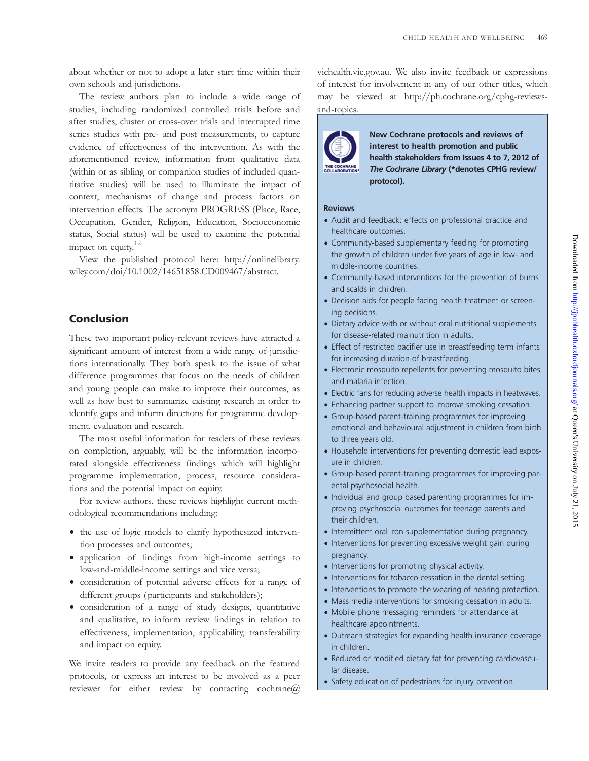about whether or not to adopt a later start time within their own schools and jurisdictions.

The review authors plan to include a wide range of studies, including randomized controlled trials before and after studies, cluster or cross-over trials and interrupted time series studies with pre- and post measurements, to capture evidence of effectiveness of the intervention. As with the aforementioned review, information from qualitative data (within or as sibling or companion studies of included quantitative studies) will be used to illuminate the impact of context, mechanisms of change and process factors on intervention effects. The acronym PROGRESS (Place, Race, Occupation, Gender, Religion, Education, Socioeconomic status, Social status) will be used to examine the potential impact on equity.[12]

View the published protocol here: http://onlinelibrary.wiley.com/doi/10.1002/14651858.CD009467/abstract.

## Conclusion

These two important policy-relevant reviews have attracted a significant amount of interest from a wide range of jurisdictions internationally. They both speak to the issue of what difference programmes that focus on the needs of children and young people can make to improve their outcomes, as well as how best to summarize existing research in order to identify gaps and inform directions for programme development, evaluation and research.

The most useful information for readers of these reviews on completion, arguably, will be the information incorporated alongside effectiveness findings which will highlight programme implementation, process, resource considerations and the potential impact on equity.

For review authors, these reviews highlight current methodological recommendations including:

- the use of logic models to clarify hypothesized intervention processes and outcomes;
- application of findings from high-income settings to low-and-middle-income settings and vice versa;
- consideration of potential adverse effects for a range of different groups (participants and stakeholders);
- consideration of a range of study designs, quantitative and qualitative, to inform review findings in relation to effectiveness, implementation, applicability, transferability and impact on equity.

We invite readers to provide any feedback on the featured protocols, or express an interest to be involved as a peer reviewer for either review by contacting cochrane@vichealth.vic.gov.au. We also invite feedback or expressions of interest for involvement in any of our other titles, which may be viewed at http://ph.cochrane.org/cphg-reviews-and-topics.

**New Cochrane protocols and reviews of interest to health promotion and public health stakeholders from Issues 4 to 7, 2012 of *The Cochrane Library* (\*denotes CPHG review/protocol).**

**Reviews**

- Audit and feedback: effects on professional practice and healthcare outcomes.
- Community-based supplementary feeding for promoting the growth of children under five years of age in low- and middle-income countries.
- Community-based interventions for the prevention of burns and scalds in children.
- Decision aids for people facing health treatment or screening decisions.
- Dietary advice with or without oral nutritional supplements for disease-related malnutrition in adults.
- Effect of restricted pacifier use in breastfeeding term infants for increasing duration of breastfeeding.
- Electronic mosquito repellents for preventing mosquito bites and malaria infection.
- Electric fans for reducing adverse health impacts in heatwaves.
- Enhancing partner support to improve smoking cessation.
- Group-based parent-training programmes for improving emotional and behavioural adjustment in children from birth to three years old.
- Household interventions for preventing domestic lead exposure in children.
- Group-based parent-training programmes for improving parental psychosocial health.
- Individual and group based parenting programmes for improving psychosocial outcomes for teenage parents and their children.
- Intermittent oral iron supplementation during pregnancy.
- Interventions for preventing excessive weight gain during pregnancy.
- Interventions for promoting physical activity.
- Interventions for tobacco cessation in the dental setting.
- Interventions to promote the wearing of hearing protection.
- Mass media interventions for smoking cessation in adults.
- Mobile phone messaging reminders for attendance at healthcare appointments.
- Outreach strategies for expanding health insurance coverage in children.
- Reduced or modified dietary fat for preventing cardiovascular disease.
- Safety education of pedestrians for injury prevention.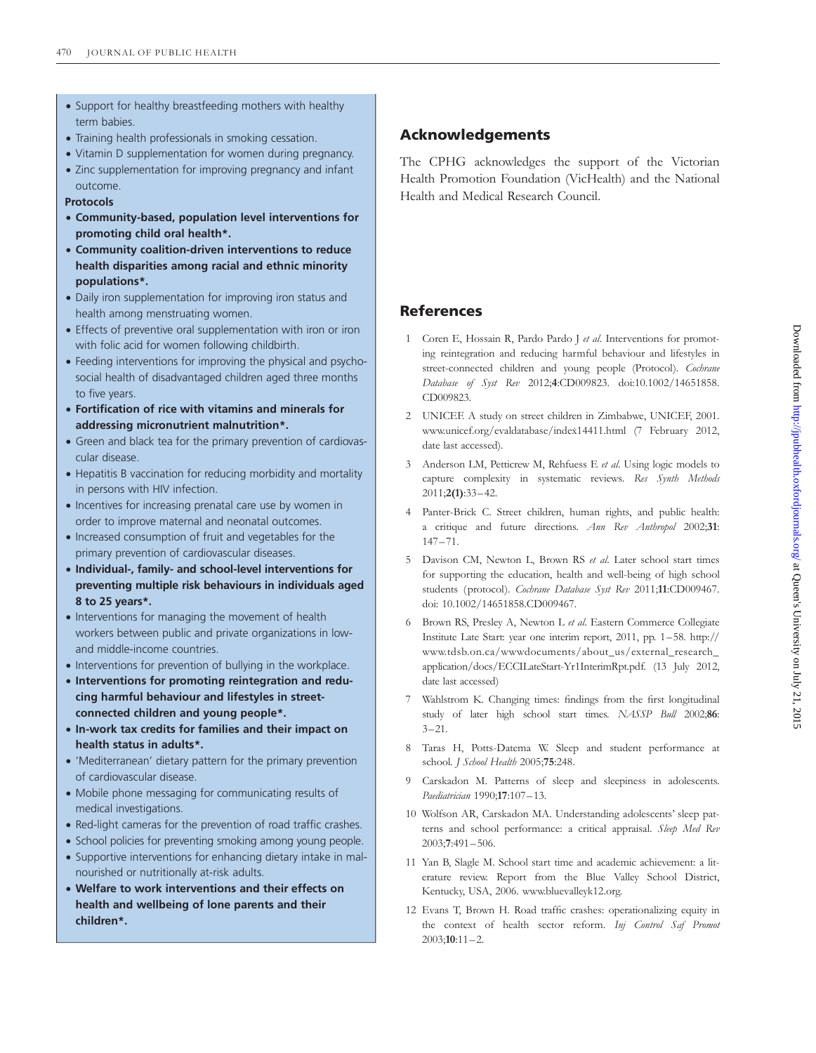- Support for healthy breastfeeding mothers with healthy term babies.
- Training health professionals in smoking cessation.
- Vitamin D supplementation for women during pregnancy.
- Zinc supplementation for improving pregnancy and infant outcome.

**Protocols**

- **Community-based, population level interventions for promoting child oral health*.**
- **Community coalition-driven interventions to reduce health disparities among racial and ethnic minority populations*.**
- Daily iron supplementation for improving iron status and health among menstruating women.
- Effects of preventive oral supplementation with iron or iron with folic acid for women following childbirth.
- Feeding interventions for improving the physical and psychosocial health of disadvantaged children aged three months to five years.
- **Fortification of rice with vitamins and minerals for addressing micronutrient malnutrition*.**
- Green and black tea for the primary prevention of cardiovascular disease.
- Hepatitis B vaccination for reducing morbidity and mortality in persons with HIV infection.
- Incentives for increasing prenatal care use by women in order to improve maternal and neonatal outcomes.
- Increased consumption of fruit and vegetables for the primary prevention of cardiovascular diseases.
- **Individual-, family- and school-level interventions for preventing multiple risk behaviours in individuals aged 8 to 25 years*.**
- Interventions for managing the movement of health workers between public and private organizations in low- and middle-income countries.
- Interventions for prevention of bullying in the workplace.
- **Interventions for promoting reintegration and reducing harmful behaviour and lifestyles in street-connected children and young people*.**
- **In-work tax credits for families and their impact on health status in adults*.**
- 'Mediterranean' dietary pattern for the primary prevention of cardiovascular disease.
- Mobile phone messaging for communicating results of medical investigations.
- Red-light cameras for the prevention of road traffic crashes.
- School policies for preventing smoking among young people.
- Supportive interventions for enhancing dietary intake in malnourished or nutritionally at-risk adults.
- **Welfare to work interventions and their effects on health and wellbeing of lone parents and their children*.**

## Acknowledgements

The CPHG acknowledges the support of the Victorian Health Promotion Foundation (VicHealth) and the National Health and Medical Research Council.

## References

1. Coren E, Hossain R, Pardo Pardo J *et al*. Interventions for promoting reintegration and reducing harmful behaviour and lifestyles in street-connected children and young people (Protocol). *Cochrane Database of Syst Rev* 2012;**4**:CD009823. doi:10.1002/14651858.CD009823.
2. UNICEF. A study on street children in Zimbabwe, UNICEF, 2001. www.unicef.org/evaldatabase/index14411.html (7 February 2012, date last accessed).
3. Anderson LM, Petticrew M, Rehfuess E *et al*. Using logic models to capture complexity in systematic reviews. *Res Synth Methods* 2011;**2(1)**:33–42.
4. Panter-Brick C. Street children, human rights, and public health: a critique and future directions. *Ann Rev Anthropol* 2002;**31**:147–71.
5. Davison CM, Newton L, Brown RS *et al*. Later school start times for supporting the education, health and well-being of high school students (protocol). *Cochrane Database Syst Rev* 2011;**11**:CD009467. doi: 10.1002/14651858.CD009467.
6. Brown RS, Presley A, Newton L *et al*. Eastern Commerce Collegiate Institute Late Start: year one interim report, 2011, pp. 1–58. http://www.tdsb.on.ca/wwwdocuments/about_us/external_research_application/docs/ECCILateStart-Yr1InterimRpt.pdf. (13 July 2012, date last accessed)
7. Wahlstrom K. Changing times: findings from the first longitudinal study of later high school start times. *NASSP Bull* 2002;**86**:3–21.
8. Taras H, Potts-Datema W. Sleep and student performance at school. *J School Health* 2005;**75**:248.
9. Carskadon M. Patterns of sleep and sleepiness in adolescents. *Paediatrician* 1990;**17**:107–13.
10. Wolfson AR, Carskadon MA. Understanding adolescents' sleep patterns and school performance: a critical appraisal. *Sleep Med Rev* 2003;**7**:491–506.
11. Yan B, Slagle M. School start time and academic achievement: a literature review. Report from the Blue Valley School District, Kentucky, USA, 2006. www.bluevalleyk12.org.
12. Evans T, Brown H. Road traffic crashes: operationalizing equity in the context of health sector reform. *Inj Control Saf Promot* 2003;**10**:11–2.